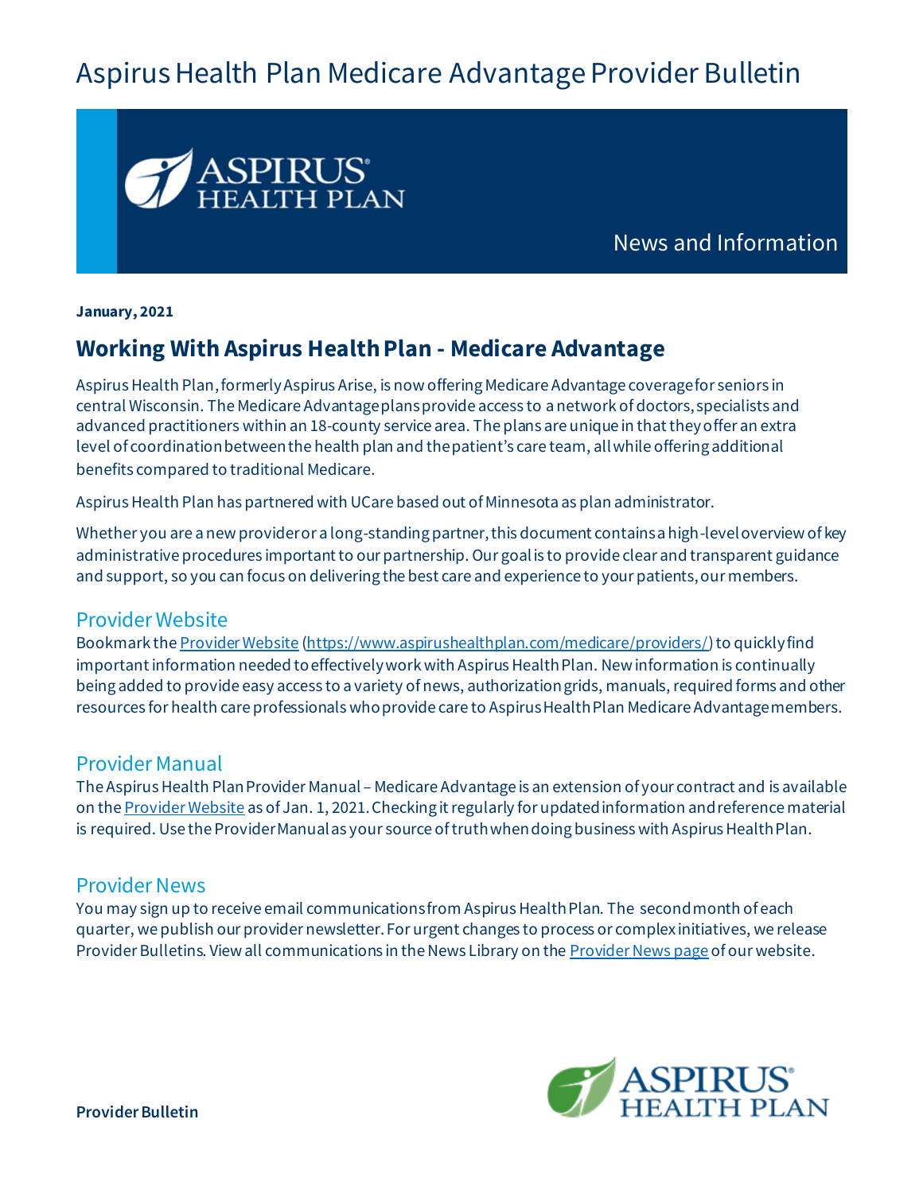# Aspirus Health Plan Medicare Advantage Provider Bulletin

News and Information

**January, 2021**

## Working With Aspirus Health Plan - Medicare Advantage

Aspirus Health Plan, formerly Aspirus Arise, is now offering Medicare Advantage coverage for seniors in central Wisconsin. The Medicare Advantage plans provide access to a network of doctors, specialists and advanced practitioners within an 18-county service area. The plans are unique in that they offer an extra level of coordination between the health plan and the patient's care team, all while offering additional benefits compared to traditional Medicare.

Aspirus Health Plan has partnered with UCare based out of Minnesota as plan administrator.

Whether you are a new provider or a long-standing partner, this document contains a high-level overview of key administrative procedures important to our partnership. Our goal is to provide clear and transparent guidance and support, so you can focus on delivering the best care and experience to your patients, our members.

### Provider Website

Bookmark the Provider Website (https://www.aspirushealthplan.com/medicare/providers/) to quickly find important information needed to effectively work with Aspirus Health Plan. New information is continually being added to provide easy access to a variety of news, authorization grids, manuals, required forms and other resources for health care professionals who provide care to Aspirus Health Plan Medicare Advantage members.

### Provider Manual

The Aspirus Health Plan Provider Manual – Medicare Advantage is an extension of your contract and is available on the Provider Website as of Jan. 1, 2021. Checking it regularly for updated information and reference material is required. Use the Provider Manual as your source of truth when doing business with Aspirus Health Plan.

### Provider News

You may sign up to receive email communications from Aspirus Health Plan. The second month of each quarter, we publish our provider newsletter. For urgent changes to process or complex initiatives, we release Provider Bulletins. View all communications in the News Library on the Provider News page of our website.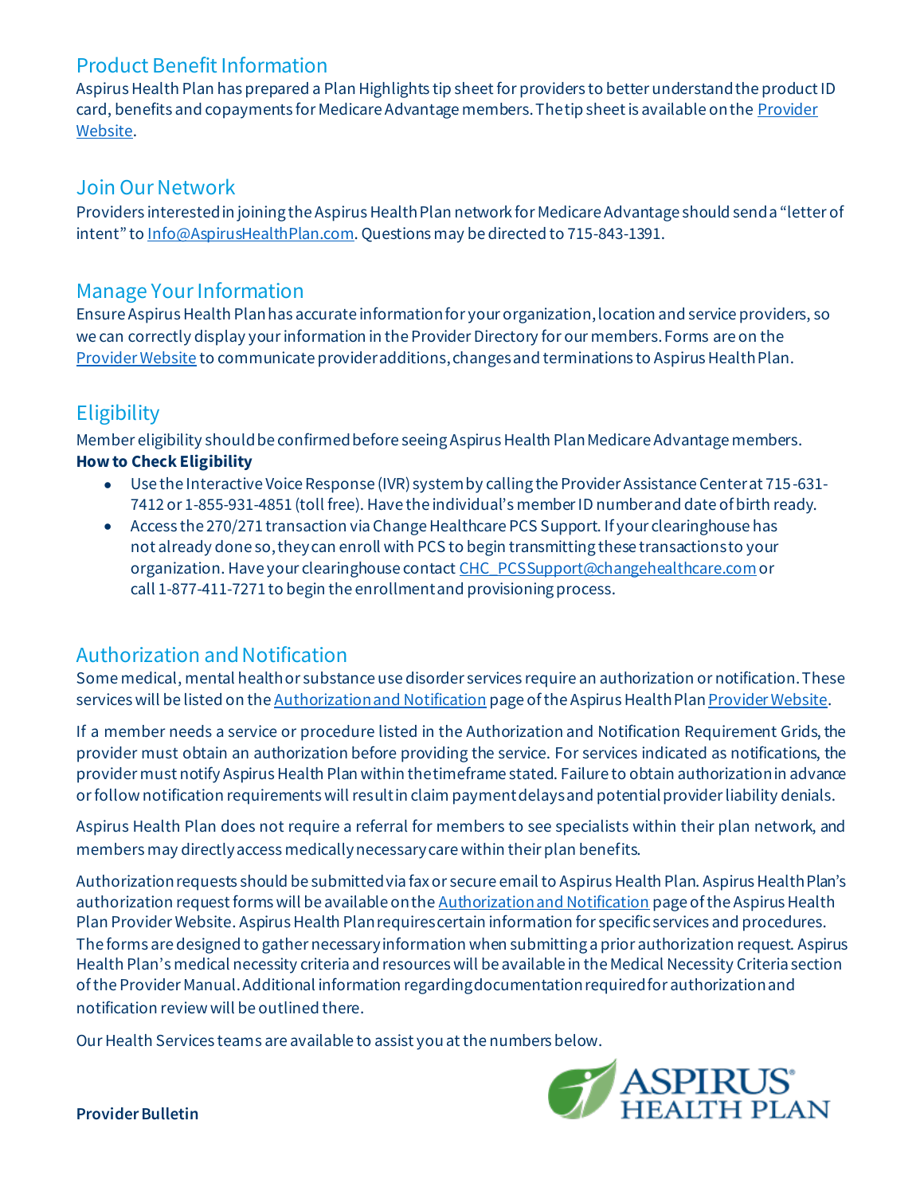## Product Benefit Information

Aspirus Health Plan has prepared a Plan Highlights tip sheet for providers to better understand the product ID card, benefits and copayments for Medicare Advantage members. The tip sheet is available on the Provider Website.

## Join Our Network

Providers interested in joining the Aspirus Health Plan network for Medicare Advantage should send a "letter of intent" to Info@AspirusHealthPlan.com. Questions may be directed to 715-843-1391.

## Manage Your Information

Ensure Aspirus Health Plan has accurate information for your organization, location and service providers, so we can correctly display your information in the Provider Directory for our members. Forms are on the Provider Website to communicate provider additions, changes and terminations to Aspirus Health Plan.

## Eligibility

Member eligibility should be confirmed before seeing Aspirus Health Plan Medicare Advantage members.

**How to Check Eligibility**

- Use the Interactive Voice Response (IVR) system by calling the Provider Assistance Center at 715-631-7412 or 1-855-931-4851 (toll free). Have the individual's member ID number and date of birth ready.
- Access the 270/271 transaction via Change Healthcare PCS Support. If your clearinghouse has not already done so, they can enroll with PCS to begin transmitting these transactions to your organization. Have your clearinghouse contact CHC_PCSSupport@changehealthcare.com or call 1-877-411-7271 to begin the enrollment and provisioning process.

## Authorization and Notification

Some medical, mental health or substance use disorder services require an authorization or notification. These services will be listed on the Authorization and Notification page of the Aspirus Health Plan Provider Website.

If a member needs a service or procedure listed in the Authorization and Notification Requirement Grids, the provider must obtain an authorization before providing the service. For services indicated as notifications, the provider must notify Aspirus Health Plan within the timeframe stated. Failure to obtain authorization in advance or follow notification requirements will result in claim payment delays and potential provider liability denials.

Aspirus Health Plan does not require a referral for members to see specialists within their plan network, and members may directly access medically necessary care within their plan benefits.

Authorization requests should be submitted via fax or secure email to Aspirus Health Plan. Aspirus Health Plan's authorization request forms will be available on the Authorization and Notification page of the Aspirus Health Plan Provider Website. Aspirus Health Plan requires certain information for specific services and procedures. The forms are designed to gather necessary information when submitting a prior authorization request. Aspirus Health Plan's medical necessity criteria and resources will be available in the Medical Necessity Criteria section of the Provider Manual. Additional information regarding documentation required for authorization and notification review will be outlined there.

Our Health Services teams are available to assist you at the numbers below.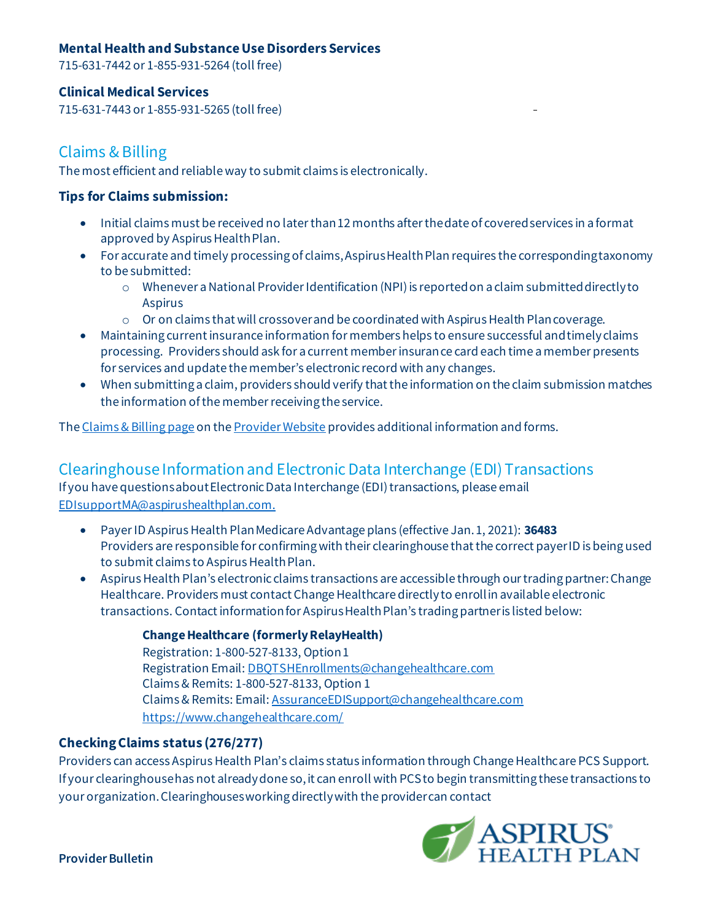**Mental Health and Substance Use Disorders Services**
715-631-7442 or 1-855-931-5264 (toll free)

**Clinical Medical Services**
715-631-7443 or 1-855-931-5265 (toll free)

## Claims & Billing

The most efficient and reliable way to submit claims is electronically.

**Tips for Claims submission:**

- Initial claims must be received no later than 12 months after the date of covered services in a format approved by Aspirus Health Plan.
- For accurate and timely processing of claims, Aspirus Health Plan requires the corresponding taxonomy to be submitted:
  - Whenever a National Provider Identification (NPI) is reported on a claim submitted directly to Aspirus
  - Or on claims that will crossover and be coordinated with Aspirus Health Plan coverage.
- Maintaining current insurance information for members helps to ensure successful and timely claims processing. Providers should ask for a current member insurance card each time a member presents for services and update the member's electronic record with any changes.
- When submitting a claim, providers should verify that the information on the claim submission matches the information of the member receiving the service.

The Claims & Billing page on the Provider Website provides additional information and forms.

## Clearinghouse Information and Electronic Data Interchange (EDI) Transactions

If you have questions about Electronic Data Interchange (EDI) transactions, please email EDIsupportMA@aspirushealthplan.com.

- Payer ID Aspirus Health Plan Medicare Advantage plans (effective Jan. 1, 2021): **36483**
  Providers are responsible for confirming with their clearinghouse that the correct payer ID is being used to submit claims to Aspirus Health Plan.
- Aspirus Health Plan's electronic claims transactions are accessible through our trading partner: Change Healthcare. Providers must contact Change Healthcare directly to enroll in available electronic transactions. Contact information for Aspirus Health Plan's trading partner is listed below:

  **Change Healthcare (formerly RelayHealth)**
  Registration: 1-800-527-8133, Option 1
  Registration Email: DBQTSHEnrollments@changehealthcare.com
  Claims & Remits: 1-800-527-8133, Option 1
  Claims & Remits: Email: AssuranceEDISupport@changehealthcare.com
  https://www.changehealthcare.com/

**Checking Claims status (276/277)**

Providers can access Aspirus Health Plan's claims status information through Change Healthcare PCS Support. If your clearinghouse has not already done so, it can enroll with PCS to begin transmitting these transactions to your organization. Clearinghouses working directly with the provider can contact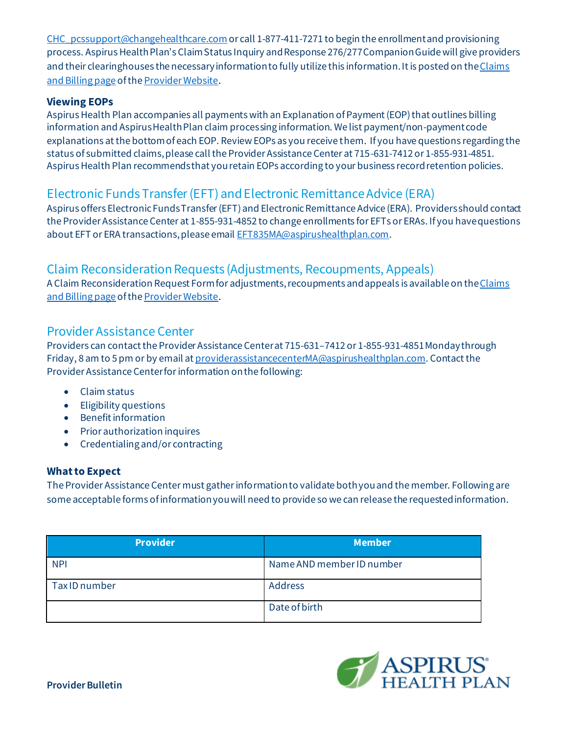CHC_pcssupport@changehealthcare.com or call 1-877-411-7271 to begin the enrollment and provisioning process. Aspirus Health Plan's Claim Status Inquiry and Response 276/277 Companion Guide will give providers and their clearinghouses the necessary information to fully utilize this information. It is posted on the Claims and Billing page of the Provider Website.

**Viewing EOPs**

Aspirus Health Plan accompanies all payments with an Explanation of Payment (EOP) that outlines billing information and Aspirus Health Plan claim processing information. We list payment/non-payment code explanations at the bottom of each EOP. Review EOPs as you receive them. If you have questions regarding the status of submitted claims, please call the Provider Assistance Center at 715-631-7412 or 1-855-931-4851. Aspirus Health Plan recommends that you retain EOPs according to your business record retention policies.

## Electronic Funds Transfer (EFT) and Electronic Remittance Advice (ERA)

Aspirus offers Electronic Funds Transfer (EFT) and Electronic Remittance Advice (ERA). Providers should contact the Provider Assistance Center at 1-855-931-4852 to change enrollments for EFTs or ERAs. If you have questions about EFT or ERA transactions, please email EFT835MA@aspirushealthplan.com.

## Claim Reconsideration Requests (Adjustments, Recoupments, Appeals)

A Claim Reconsideration Request Form for adjustments, recoupments and appeals is available on the Claims and Billing page of the Provider Website.

## Provider Assistance Center

Providers can contact the Provider Assistance Center at 715-631–7412 or 1-855-931-4851 Monday through Friday, 8 am to 5 pm or by email at providerassistancecenterMA@aspirushealthplan.com. Contact the Provider Assistance Center for information on the following:

- Claim status
- Eligibility questions
- Benefit information
- Prior authorization inquires
- Credentialing and/or contracting

**What to Expect**

The Provider Assistance Center must gather information to validate both you and the member. Following are some acceptable forms of information you will need to provide so we can release the requested information.

| Provider | Member |
|---|---|
| NPI | Name AND member ID number |
| Tax ID number | Address |
| | Date of birth |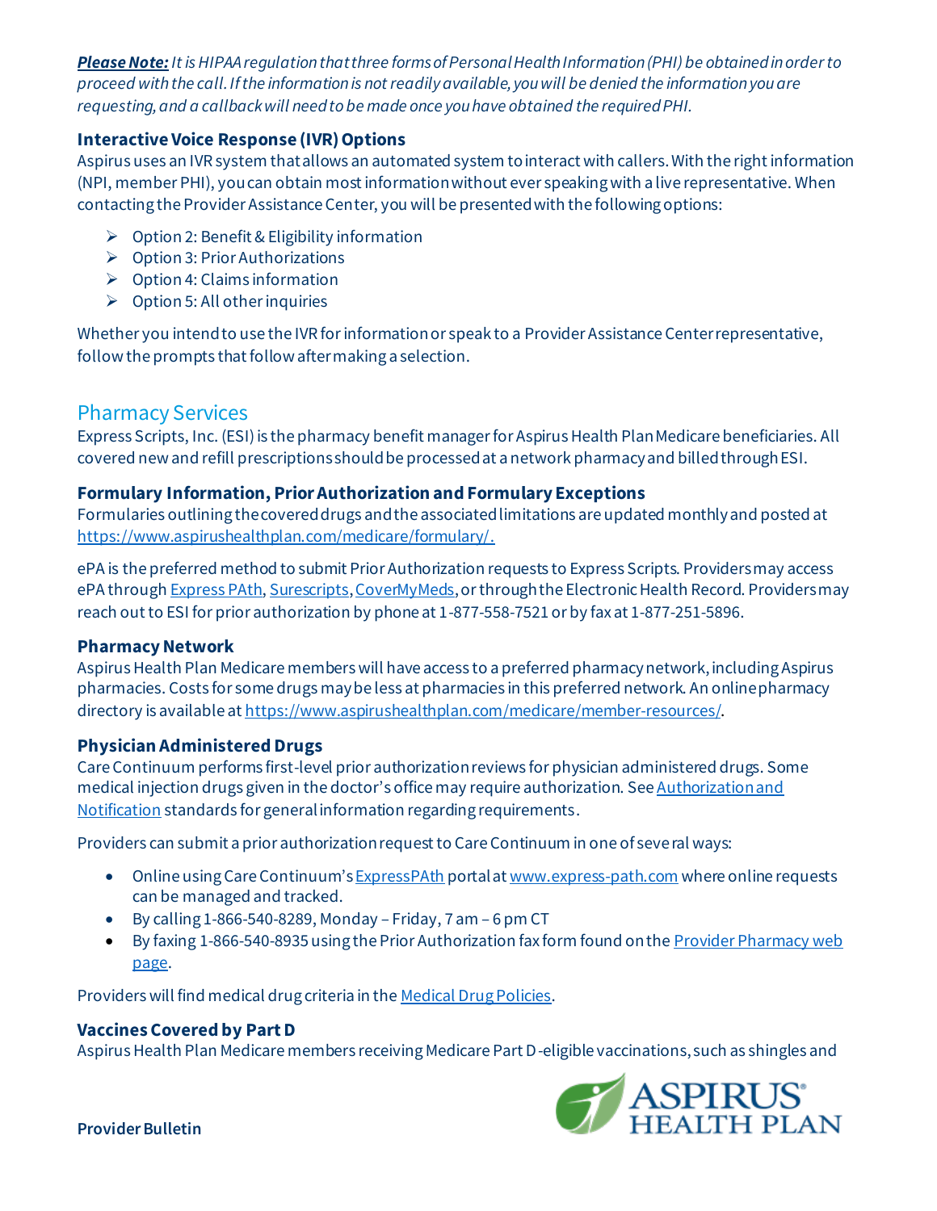***Please Note:*** *It is HIPAA regulation that three forms of Personal Health Information (PHI) be obtained in order to proceed with the call. If the information is not readily available, you will be denied the information you are requesting, and a callback will need to be made once you have obtained the required PHI.*

### Interactive Voice Response (IVR) Options

Aspirus uses an IVR system that allows an automated system to interact with callers. With the right information (NPI, member PHI), you can obtain most information without ever speaking with a live representative. When contacting the Provider Assistance Center, you will be presented with the following options:

- Option 2: Benefit & Eligibility information
- Option 3: Prior Authorizations
- Option 4: Claims information
- Option 5: All other inquiries

Whether you intend to use the IVR for information or speak to a Provider Assistance Center representative, follow the prompts that follow after making a selection.

## Pharmacy Services

Express Scripts, Inc. (ESI) is the pharmacy benefit manager for Aspirus Health Plan Medicare beneficiaries. All covered new and refill prescriptions should be processed at a network pharmacy and billed through ESI.

### Formulary Information, Prior Authorization and Formulary Exceptions

Formularies outlining the covered drugs and the associated limitations are updated monthly and posted at https://www.aspirushealthplan.com/medicare/formulary/.

ePA is the preferred method to submit Prior Authorization requests to Express Scripts. Providers may access ePA through Express PAth, Surescripts, CoverMyMeds, or through the Electronic Health Record. Providers may reach out to ESI for prior authorization by phone at 1-877-558-7521 or by fax at 1-877-251-5896.

### Pharmacy Network

Aspirus Health Plan Medicare members will have access to a preferred pharmacy network, including Aspirus pharmacies. Costs for some drugs may be less at pharmacies in this preferred network. An online pharmacy directory is available at https://www.aspirushealthplan.com/medicare/member-resources/.

### Physician Administered Drugs

Care Continuum performs first-level prior authorization reviews for physician administered drugs. Some medical injection drugs given in the doctor's office may require authorization. See Authorization and Notification standards for general information regarding requirements.

Providers can submit a prior authorization request to Care Continuum in one of several ways:

- Online using Care Continuum's ExpressPAth portal at www.express-path.com where online requests can be managed and tracked.
- By calling 1-866-540-8289, Monday – Friday, 7 am – 6 pm CT
- By faxing 1-866-540-8935 using the Prior Authorization fax form found on the Provider Pharmacy web page.

Providers will find medical drug criteria in the Medical Drug Policies.

### Vaccines Covered by Part D

Aspirus Health Plan Medicare members receiving Medicare Part D-eligible vaccinations, such as shingles and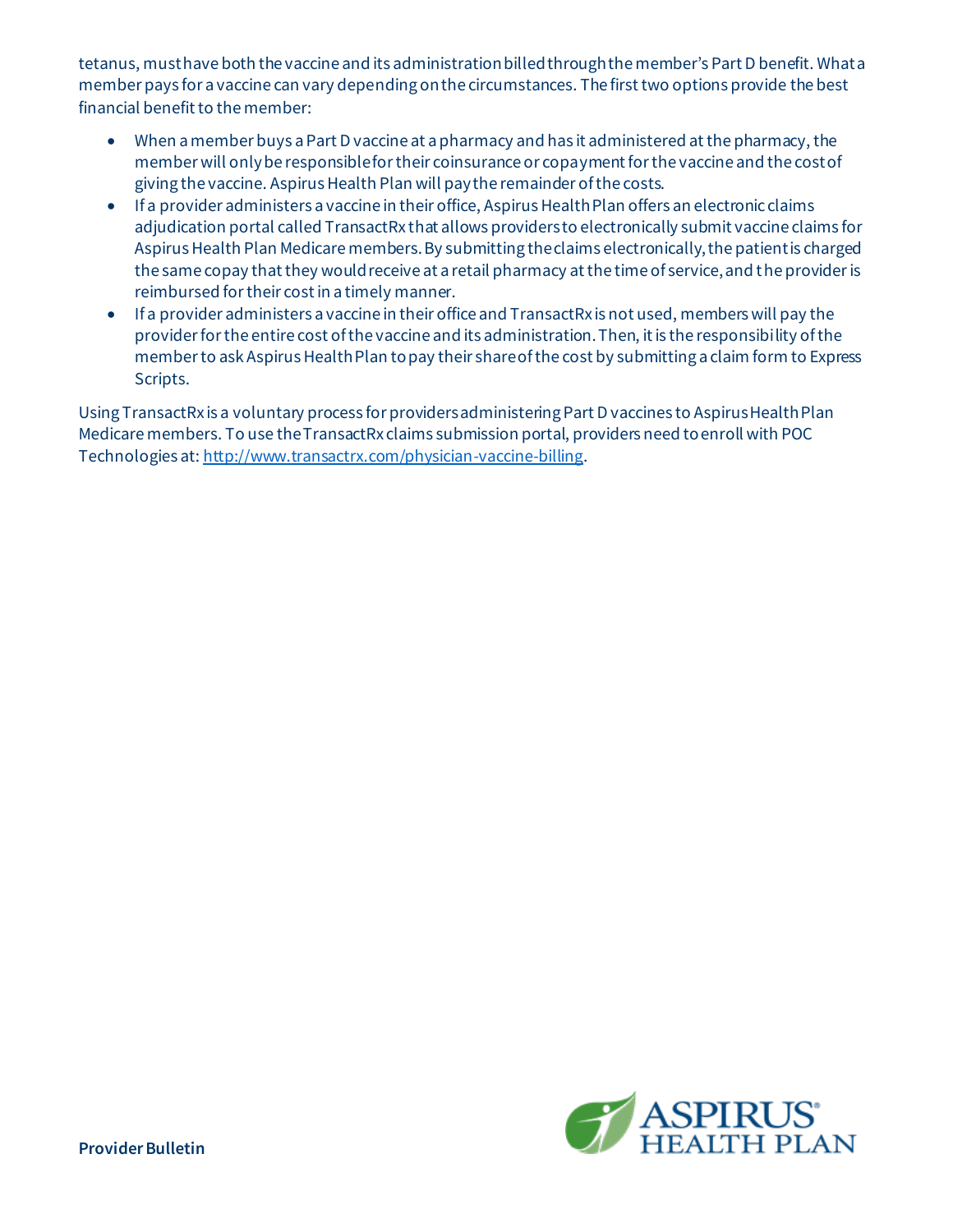tetanus, must have both the vaccine and its administration billed through the member's Part D benefit. What a member pays for a vaccine can vary depending on the circumstances. The first two options provide the best financial benefit to the member:

- When a member buys a Part D vaccine at a pharmacy and has it administered at the pharmacy, the member will only be responsible for their coinsurance or copayment for the vaccine and the cost of giving the vaccine. Aspirus Health Plan will pay the remainder of the costs.
- If a provider administers a vaccine in their office, Aspirus Health Plan offers an electronic claims adjudication portal called TransactRx that allows providers to electronically submit vaccine claims for Aspirus Health Plan Medicare members. By submitting the claims electronically, the patient is charged the same copay that they would receive at a retail pharmacy at the time of service, and the provider is reimbursed for their cost in a timely manner.
- If a provider administers a vaccine in their office and TransactRx is not used, members will pay the provider for the entire cost of the vaccine and its administration. Then, it is the responsibility of the member to ask Aspirus Health Plan to pay their share of the cost by submitting a claim form to Express Scripts.

Using TransactRx is a voluntary process for providers administering Part D vaccines to Aspirus Health Plan Medicare members. To use the TransactRx claims submission portal, providers need to enroll with POC Technologies at: [http://www.transactrx.com/physician-vaccine-billing](http://www.transactrx.com/physician-vaccine-billing).